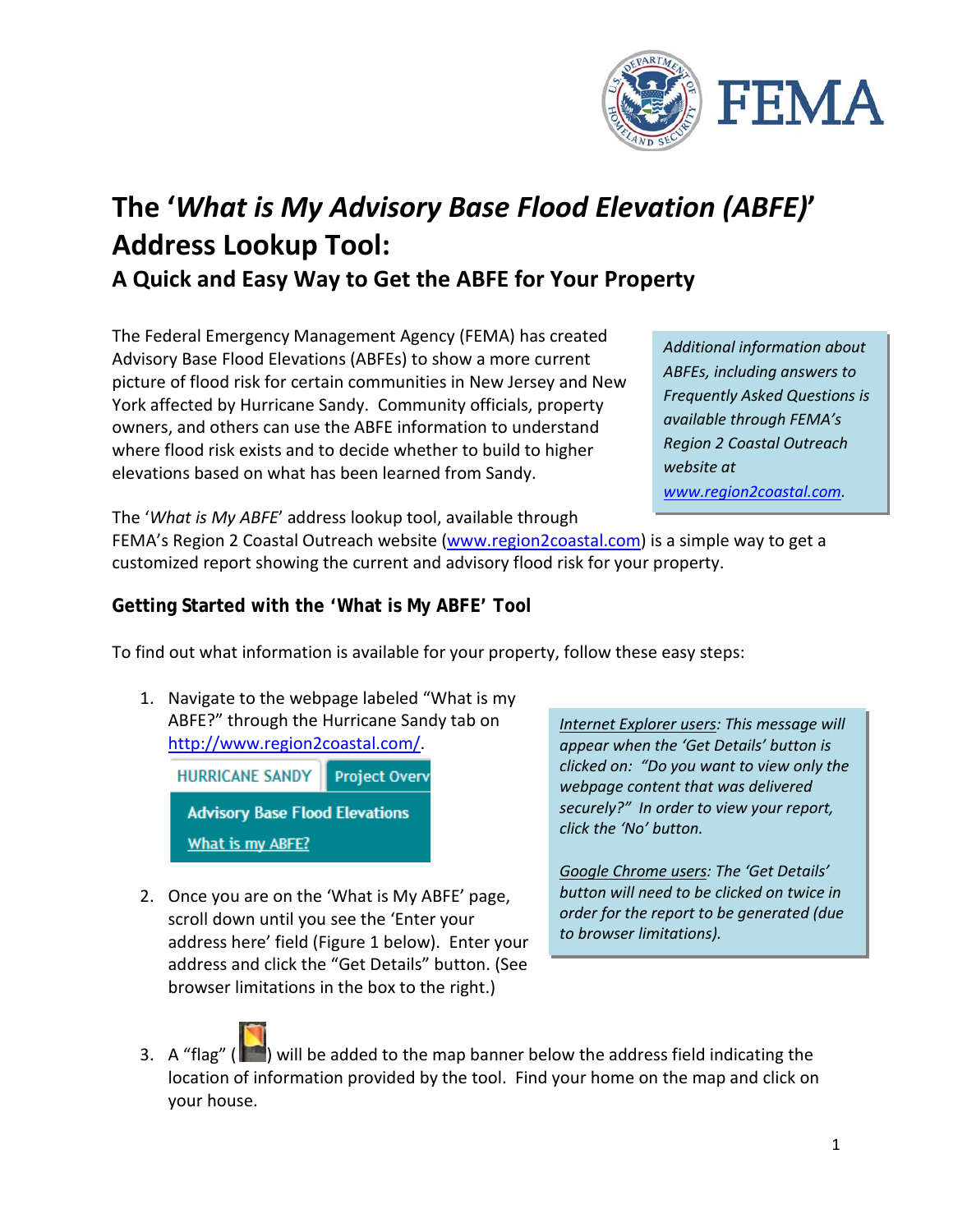# The '*What is My Advisory Base Flood Elevation (ABFE)*' Address Lookup Tool:

### A Quick and Easy Way to Get the ABFE for Your Property

The Federal Emergency Management Agency (FEMA) has created Advisory Base Flood Elevations (ABFEs) to show a more current picture of flood risk for certain communities in New Jersey and New York affected by Hurricane Sandy. Community officials, property owners, and others can use the ABFE information to understand where flood risk exists and to decide whether to build to higher elevations based on what has been learned from Sandy.

> *Additional information about ABFEs, including answers to Frequently Asked Questions is available through FEMA's Region 2 Coastal Outreach website at [www.region2coastal.com](www.region2coastal.com).*

The '*What is My ABFE*' address lookup tool, available through FEMA's Region 2 Coastal Outreach website ([www.region2coastal.com](www.region2coastal.com)) is a simple way to get a customized report showing the current and advisory flood risk for your property.

## Getting Started with the 'What is My ABFE' Tool

To find out what information is available for your property, follow these easy steps:

1. Navigate to the webpage labeled "What is my ABFE?" through the Hurricane Sandy tab on [http://www.region2coastal.com/](http://www.region2coastal.com/).

   HURRICANE SANDY | Project Overv

   Advisory Base Flood Elevations

   What is my ABFE?

2. Once you are on the 'What is My ABFE' page, scroll down until you see the 'Enter your address here' field (Figure 1 below). Enter your address and click the "Get Details" button. (See browser limitations in the box to the right.)

> *Internet Explorer users: This message will appear when the 'Get Details' button is clicked on: "Do you want to view only the webpage content that was delivered securely?" In order to view your report, click the 'No' button.*
>
> *Google Chrome users: The 'Get Details' button will need to be clicked on twice in order for the report to be generated (due to browser limitations).*

3. A "flag" ( ) will be added to the map banner below the address field indicating the location of information provided by the tool. Find your home on the map and click on your house.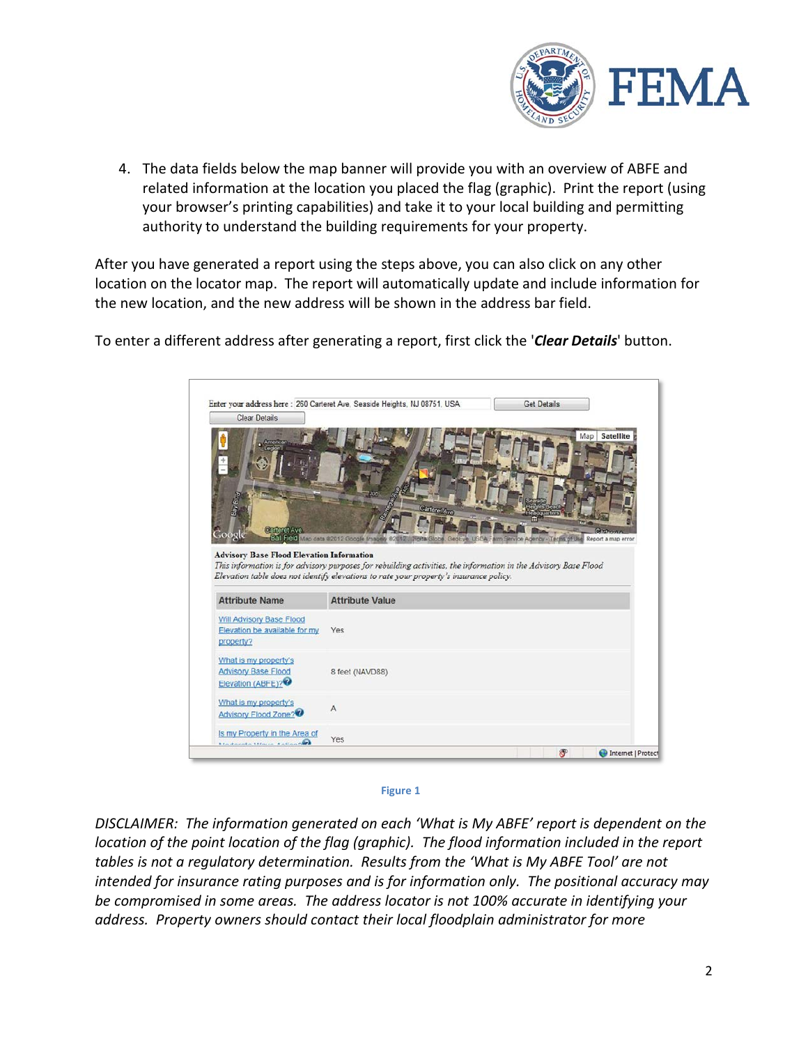4. The data fields below the map banner will provide you with an overview of ABFE and related information at the location you placed the flag (graphic). Print the report (using your browser's printing capabilities) and take it to your local building and permitting authority to understand the building requirements for your property.

After you have generated a report using the steps above, you can also click on any other location on the locator map. The report will automatically update and include information for the new location, and the new address will be shown in the address bar field.

To enter a different address after generating a report, first click the '***Clear Details***' button.

Figure 1

*DISCLAIMER: The information generated on each 'What is My ABFE' report is dependent on the location of the point location of the flag (graphic). The flood information included in the report tables is not a regulatory determination. Results from the 'What is My ABFE Tool' are not intended for insurance rating purposes and is for information only. The positional accuracy may be compromised in some areas. The address locator is not 100% accurate in identifying your address. Property owners should contact their local floodplain administrator for more*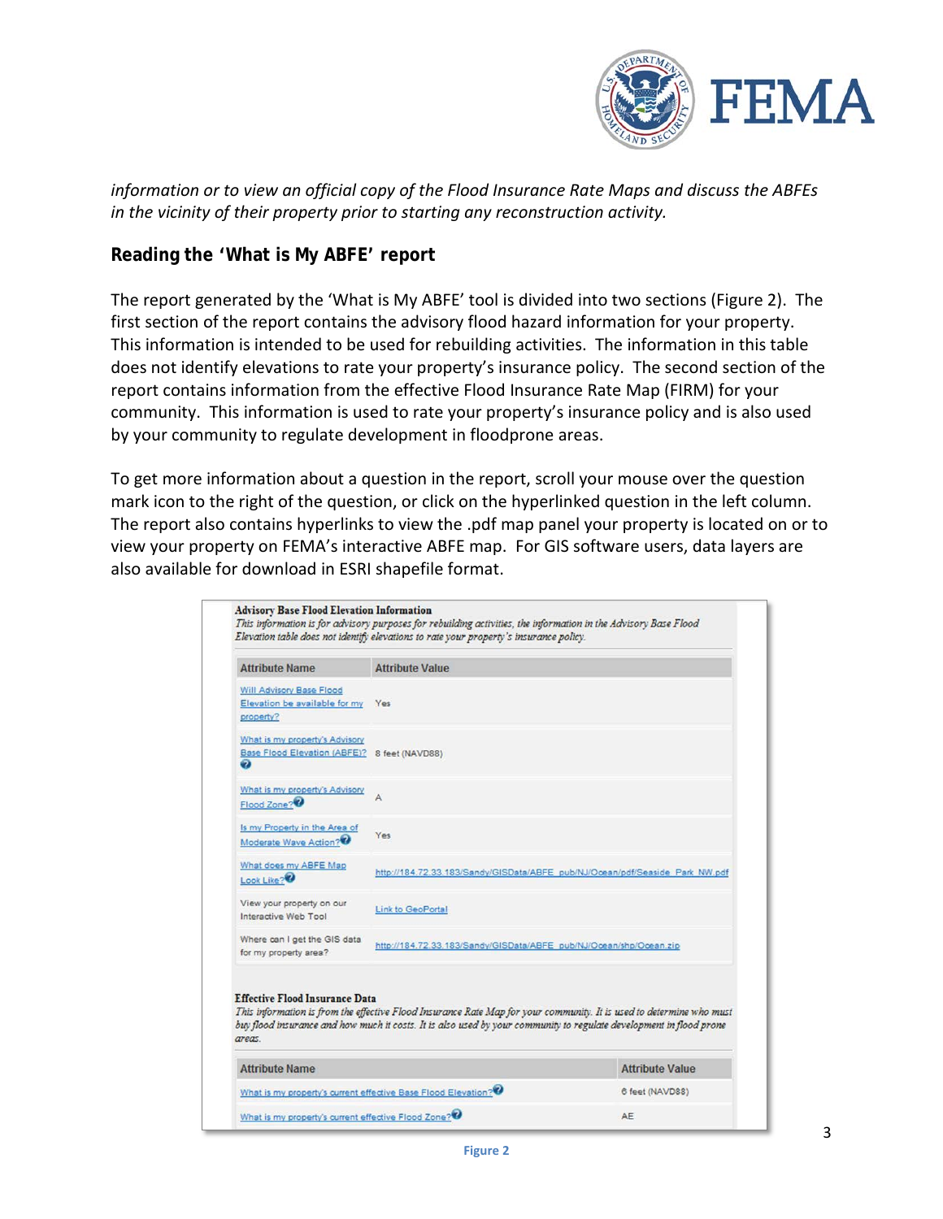*information or to view an official copy of the Flood Insurance Rate Maps and discuss the ABFEs in the vicinity of their property prior to starting any reconstruction activity.*

## Reading the 'What is My ABFE' report

The report generated by the 'What is My ABFE' tool is divided into two sections (Figure 2). The first section of the report contains the advisory flood hazard information for your property. This information is intended to be used for rebuilding activities. The information in this table does not identify elevations to rate your property's insurance policy. The second section of the report contains information from the effective Flood Insurance Rate Map (FIRM) for your community. This information is used to rate your property's insurance policy and is also used by your community to regulate development in floodprone areas.

To get more information about a question in the report, scroll your mouse over the question mark icon to the right of the question, or click on the hyperlinked question in the left column. The report also contains hyperlinks to view the .pdf map panel your property is located on or to view your property on FEMA's interactive ABFE map. For GIS software users, data layers are also available for download in ESRI shapefile format.

**Advisory Base Flood Elevation Information**

*This information is for advisory purposes for rebuilding activities, the information in the Advisory Base Flood Elevation table does not identify elevations to rate your property's insurance policy.*

| Attribute Name | Attribute Value |
|---|---|
| Will Advisory Base Flood Elevation be available for my property? | Yes |
| What is my property's Advisory Base Flood Elevation (ABFE)? | 8 feet (NAVD88) |
| What is my property's Advisory Flood Zone? | A |
| Is my Property in the Area of Moderate Wave Action? | Yes |
| What does my ABFE Map Look Like? | http://184.72.33.183/Sandy/GISData/ABFE_pub/NJ/Ocean/pdf/Seaside_Park_NW.pdf |
| View your property on our Interactive Web Tool | Link to GeoPortal |
| Where can I get the GIS data for my property area? | http://184.72.33.183/Sandy/GISData/ABFE_pub/NJ/Ocean/shp/Ocean.zip |

**Effective Flood Insurance Data**

*This information is from the effective Flood Insurance Rate Map for your community. It is used to determine who must buy flood insurance and how much it costs. It is also used by your community to regulate development in flood prone areas.*

| Attribute Name | Attribute Value |
|---|---|
| What is my property's current effective Base Flood Elevation? | 6 feet (NAVD88) |
| What is my property's current effective Flood Zone? | AE |

Figure 2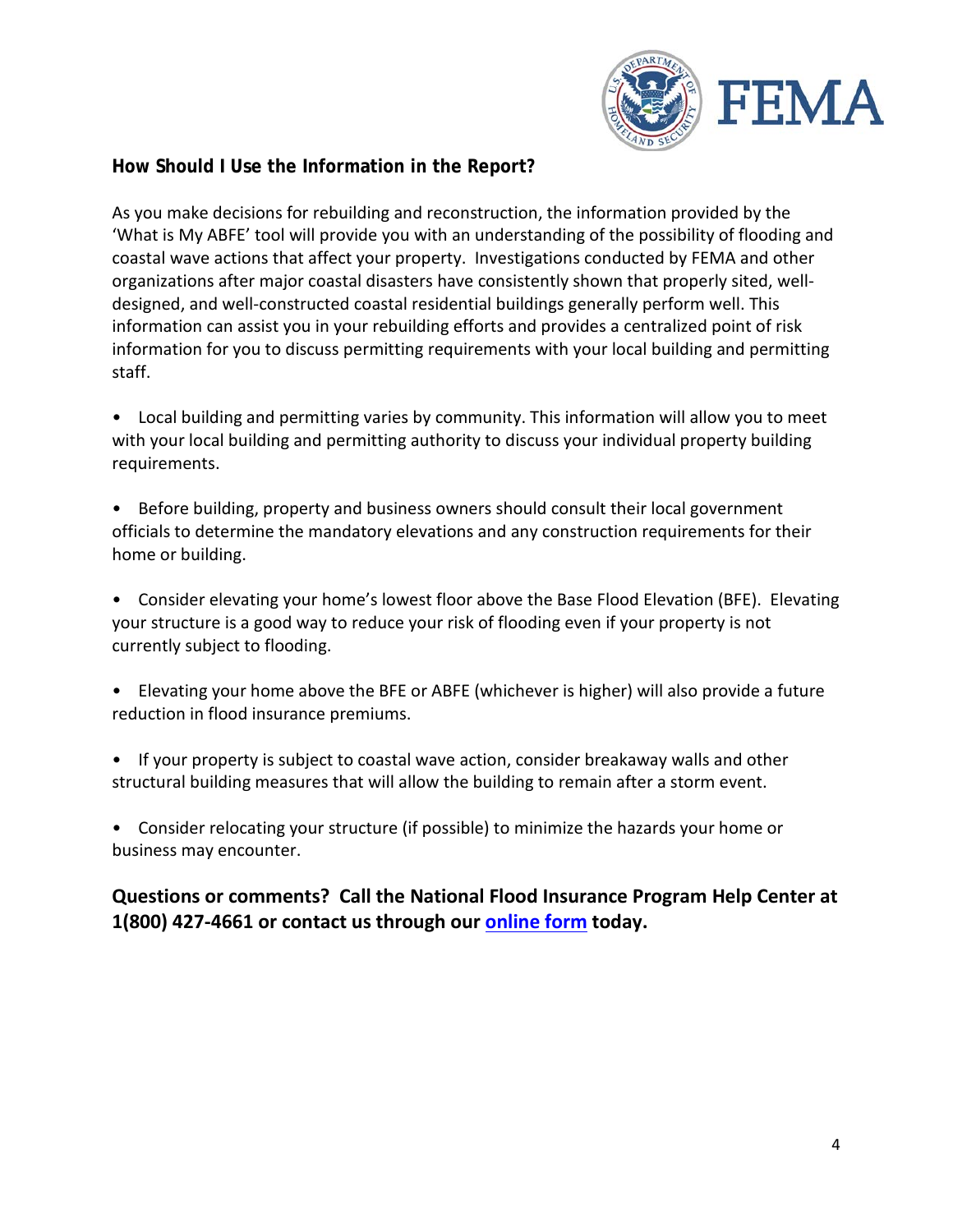**How Should I Use the Information in the Report?**

As you make decisions for rebuilding and reconstruction, the information provided by the 'What is My ABFE' tool will provide you with an understanding of the possibility of flooding and coastal wave actions that affect your property. Investigations conducted by FEMA and other organizations after major coastal disasters have consistently shown that properly sited, well-designed, and well-constructed coastal residential buildings generally perform well. This information can assist you in your rebuilding efforts and provides a centralized point of risk information for you to discuss permitting requirements with your local building and permitting staff.

- Local building and permitting varies by community. This information will allow you to meet with your local building and permitting authority to discuss your individual property building requirements.
- Before building, property and business owners should consult their local government officials to determine the mandatory elevations and any construction requirements for their home or building.
- Consider elevating your home's lowest floor above the Base Flood Elevation (BFE). Elevating your structure is a good way to reduce your risk of flooding even if your property is not currently subject to flooding.
- Elevating your home above the BFE or ABFE (whichever is higher) will also provide a future reduction in flood insurance premiums.
- If your property is subject to coastal wave action, consider breakaway walls and other structural building measures that will allow the building to remain after a storm event.
- Consider relocating your structure (if possible) to minimize the hazards your home or business may encounter.

**Questions or comments? Call the National Flood Insurance Program Help Center at 1(800) 427-4661 or contact us through our online form today.**